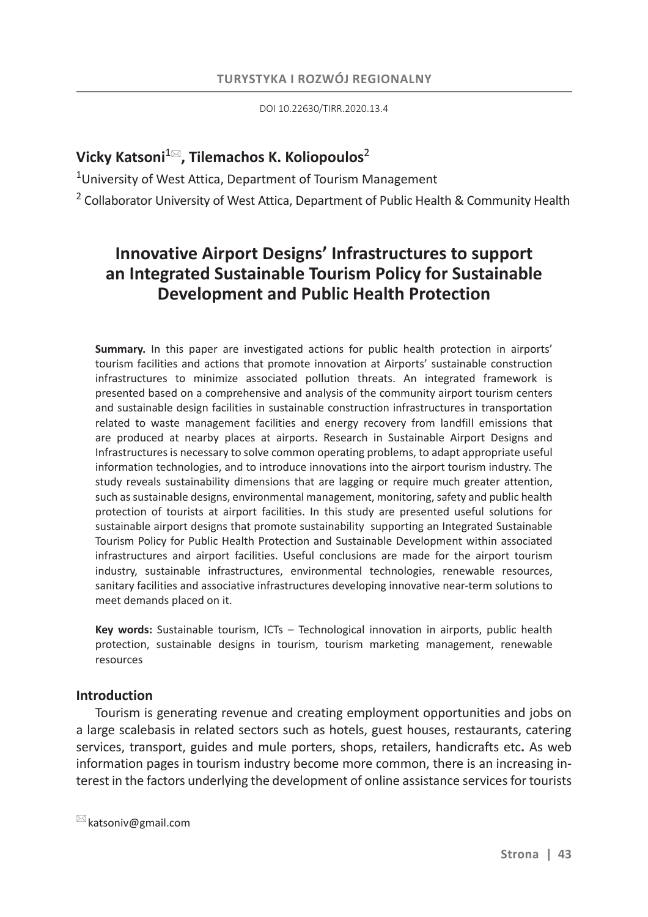DOI 10.22630/TIRR.2020.13.4

**Vicky Katsoni**[1✉], **Tilemachos K. Koliopoulos**[2]

[1]University of West Attica, Department of Tourism Management

[2] Collaborator University of West Attica, Department of Public Health & Community Health

# Innovative Airport Designs' Infrastructures to support an Integrated Sustainable Tourism Policy for Sustainable Development and Public Health Protection

**Summary.** In this paper are investigated actions for public health protection in airports' tourism facilities and actions that promote innovation at Airports' sustainable construction infrastructures to minimize associated pollution threats. An integrated framework is presented based on a comprehensive and analysis of the community airport tourism centers and sustainable design facilities in sustainable construction infrastructures in transportation related to waste management facilities and energy recovery from landfill emissions that are produced at nearby places at airports. Research in Sustainable Airport Designs and Infrastructures is necessary to solve common operating problems, to adapt appropriate useful information technologies, and to introduce innovations into the airport tourism industry. The study reveals sustainability dimensions that are lagging or require much greater attention, such as sustainable designs, environmental management, monitoring, safety and public health protection of tourists at airport facilities. In this study are presented useful solutions for sustainable airport designs that promote sustainability supporting an Integrated Sustainable Tourism Policy for Public Health Protection and Sustainable Development within associated infrastructures and airport facilities. Useful conclusions are made for the airport tourism industry, sustainable infrastructures, environmental technologies, renewable resources, sanitary facilities and associative infrastructures developing innovative near-term solutions to meet demands placed on it.

**Key words:** Sustainable tourism, ICTs – Technological innovation in airports, public health protection, sustainable designs in tourism, tourism marketing management, renewable resources

## Introduction

Tourism is generating revenue and creating employment opportunities and jobs on a large scalebasis in related sectors such as hotels, guest houses, restaurants, catering services, transport, guides and mule porters, shops, retailers, handicrafts etc**.** As web information pages in tourism industry become more common, there is an increasing interest in the factors underlying the development of online assistance services for tourists

✉ katsoniv@gmail.com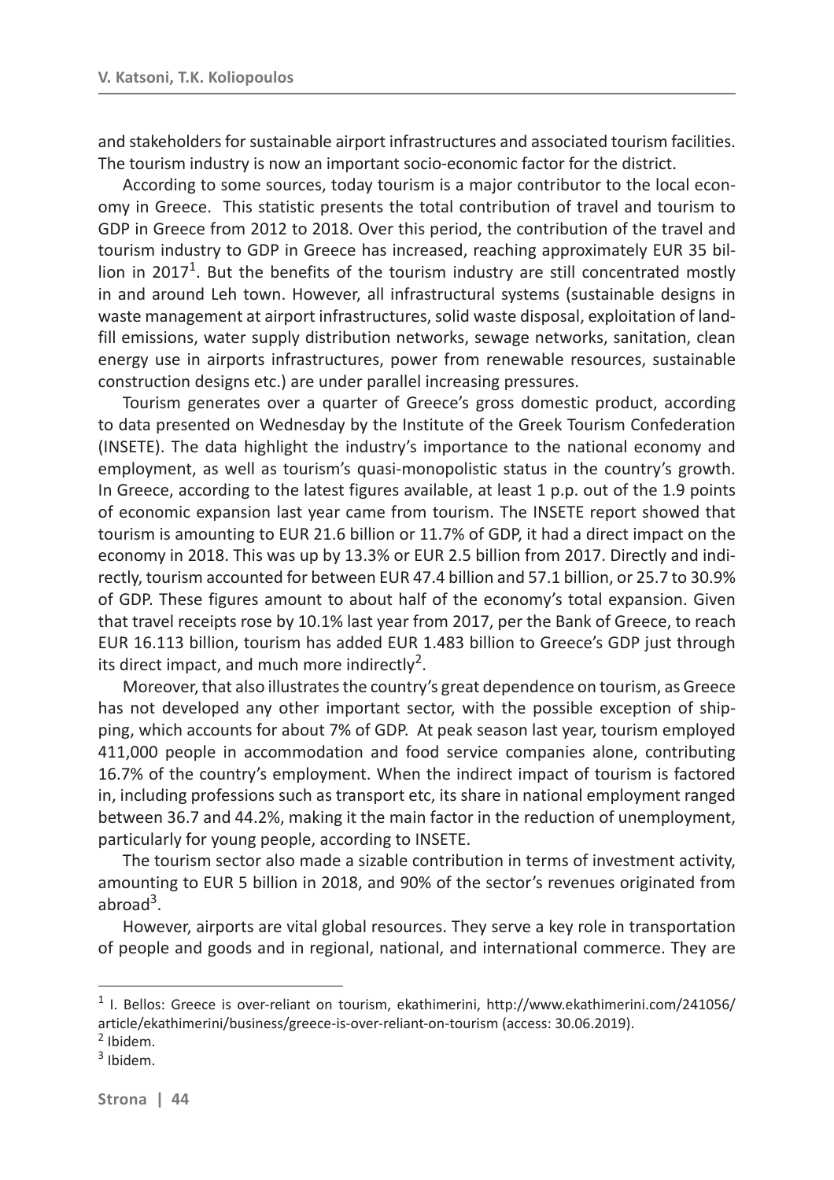and stakeholders for sustainable airport infrastructures and associated tourism facilities. The tourism industry is now an important socio-economic factor for the district.

According to some sources, today tourism is a major contributor to the local economy in Greece. This statistic presents the total contribution of travel and tourism to GDP in Greece from 2012 to 2018. Over this period, the contribution of the travel and tourism industry to GDP in Greece has increased, reaching approximately EUR 35 billion in 2017[1]. But the benefits of the tourism industry are still concentrated mostly in and around Leh town. However, all infrastructural systems (sustainable designs in waste management at airport infrastructures, solid waste disposal, exploitation of landfill emissions, water supply distribution networks, sewage networks, sanitation, clean energy use in airports infrastructures, power from renewable resources, sustainable construction designs etc.) are under parallel increasing pressures.

Tourism generates over a quarter of Greece's gross domestic product, according to data presented on Wednesday by the Institute of the Greek Tourism Confederation (INSETE). The data highlight the industry's importance to the national economy and employment, as well as tourism's quasi-monopolistic status in the country's growth. In Greece, according to the latest figures available, at least 1 p.p. out of the 1.9 points of economic expansion last year came from tourism. The INSETE report showed that tourism is amounting to EUR 21.6 billion or 11.7% of GDP, it had a direct impact on the economy in 2018. This was up by 13.3% or EUR 2.5 billion from 2017. Directly and indirectly, tourism accounted for between EUR 47.4 billion and 57.1 billion, or 25.7 to 30.9% of GDP. These figures amount to about half of the economy's total expansion. Given that travel receipts rose by 10.1% last year from 2017, per the Bank of Greece, to reach EUR 16.113 billion, tourism has added EUR 1.483 billion to Greece's GDP just through its direct impact, and much more indirectly[2].

Moreover, that also illustrates the country's great dependence on tourism, as Greece has not developed any other important sector, with the possible exception of shipping, which accounts for about 7% of GDP. At peak season last year, tourism employed 411,000 people in accommodation and food service companies alone, contributing 16.7% of the country's employment. When the indirect impact of tourism is factored in, including professions such as transport etc, its share in national employment ranged between 36.7 and 44.2%, making it the main factor in the reduction of unemployment, particularly for young people, according to INSETE.

The tourism sector also made a sizable contribution in terms of investment activity, amounting to EUR 5 billion in 2018, and 90% of the sector's revenues originated from abroad[3].

However, airports are vital global resources. They serve a key role in transportation of people and goods and in regional, national, and international commerce. They are

---

[1] I. Bellos: Greece is over-reliant on tourism, ekathimerini, http://www.ekathimerini.com/241056/article/ekathimerini/business/greece-is-over-reliant-on-tourism (access: 30.06.2019).

[2] Ibidem.

[3] Ibidem.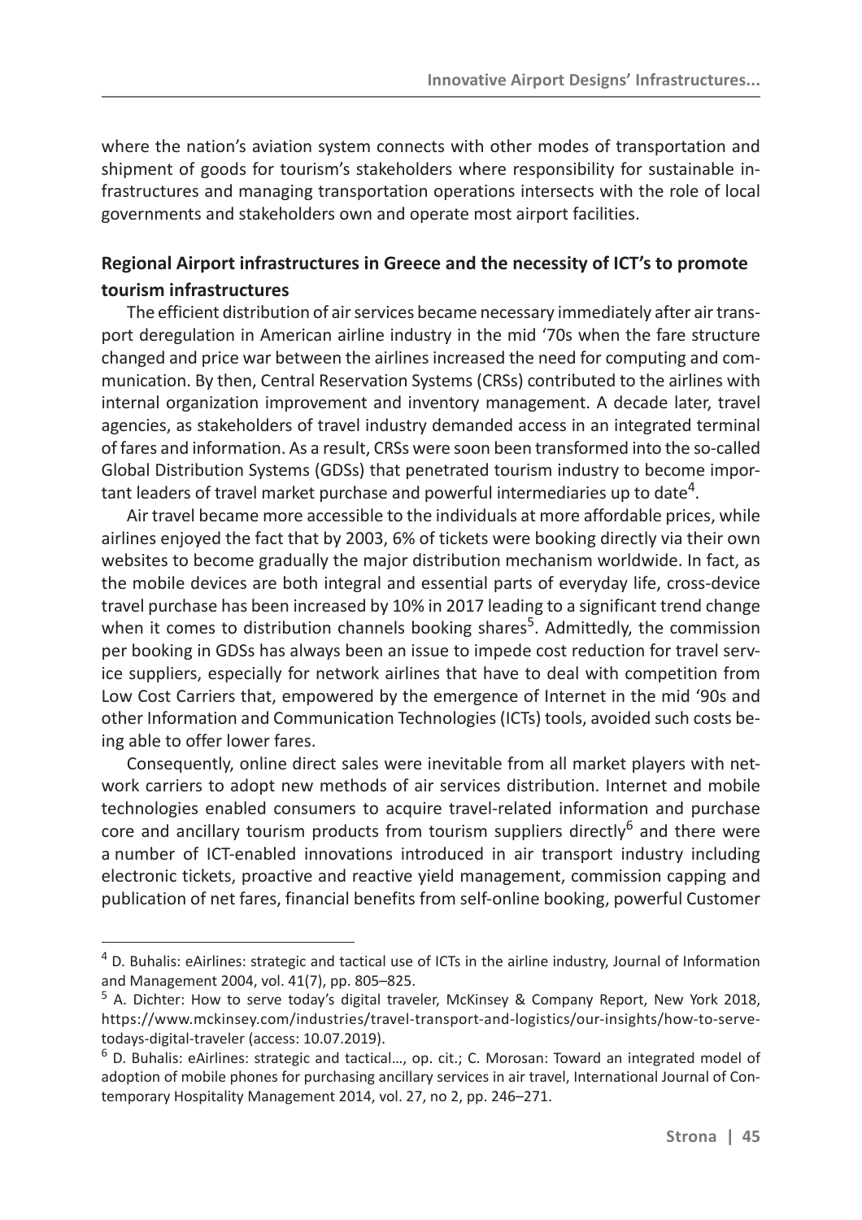where the nation's aviation system connects with other modes of transportation and shipment of goods for tourism's stakeholders where responsibility for sustainable infrastructures and managing transportation operations intersects with the role of local governments and stakeholders own and operate most airport facilities.

## Regional Airport infrastructures in Greece and the necessity of ICT's to promote tourism infrastructures

The efficient distribution of air services became necessary immediately after air transport deregulation in American airline industry in the mid '70s when the fare structure changed and price war between the airlines increased the need for computing and communication. By then, Central Reservation Systems (CRSs) contributed to the airlines with internal organization improvement and inventory management. A decade later, travel agencies, as stakeholders of travel industry demanded access in an integrated terminal of fares and information. As a result, CRSs were soon been transformed into the so-called Global Distribution Systems (GDSs) that penetrated tourism industry to become important leaders of travel market purchase and powerful intermediaries up to date[4].

Air travel became more accessible to the individuals at more affordable prices, while airlines enjoyed the fact that by 2003, 6% of tickets were booking directly via their own websites to become gradually the major distribution mechanism worldwide. In fact, as the mobile devices are both integral and essential parts of everyday life, cross-device travel purchase has been increased by 10% in 2017 leading to a significant trend change when it comes to distribution channels booking shares[5]. Admittedly, the commission per booking in GDSs has always been an issue to impede cost reduction for travel service suppliers, especially for network airlines that have to deal with competition from Low Cost Carriers that, empowered by the emergence of Internet in the mid '90s and other Information and Communication Technologies (ICTs) tools, avoided such costs being able to offer lower fares.

Consequently, online direct sales were inevitable from all market players with network carriers to adopt new methods of air services distribution. Internet and mobile technologies enabled consumers to acquire travel-related information and purchase core and ancillary tourism products from tourism suppliers directly[6] and there were a number of ICT-enabled innovations introduced in air transport industry including electronic tickets, proactive and reactive yield management, commission capping and publication of net fares, financial benefits from self-online booking, powerful Customer

---

[4] D. Buhalis: eAirlines: strategic and tactical use of ICTs in the airline industry, Journal of Information and Management 2004, vol. 41(7), pp. 805–825.

[5] A. Dichter: How to serve today's digital traveler, McKinsey & Company Report, New York 2018, https://www.mckinsey.com/industries/travel-transport-and-logistics/our-insights/how-to-serve-todays-digital-traveler (access: 10.07.2019).

[6] D. Buhalis: eAirlines: strategic and tactical..., op. cit.; C. Morosan: Toward an integrated model of adoption of mobile phones for purchasing ancillary services in air travel, International Journal of Contemporary Hospitality Management 2014, vol. 27, no 2, pp. 246–271.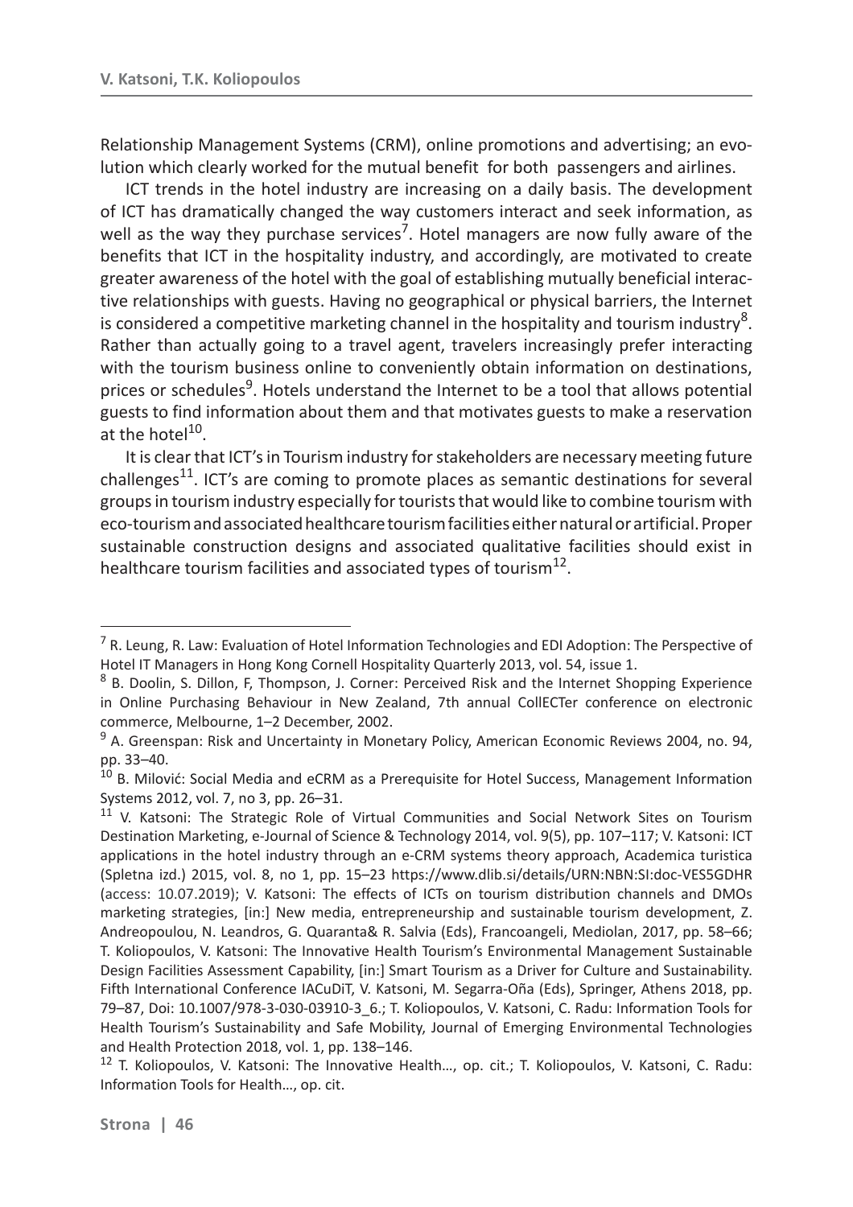Relationship Management Systems (CRM), online promotions and advertising; an evolution which clearly worked for the mutual benefit for both passengers and airlines.

ICT trends in the hotel industry are increasing on a daily basis. The development of ICT has dramatically changed the way customers interact and seek information, as well as the way they purchase services[7]. Hotel managers are now fully aware of the benefits that ICT in the hospitality industry, and accordingly, are motivated to create greater awareness of the hotel with the goal of establishing mutually beneficial interactive relationships with guests. Having no geographical or physical barriers, the Internet is considered a competitive marketing channel in the hospitality and tourism industry[8]. Rather than actually going to a travel agent, travelers increasingly prefer interacting with the tourism business online to conveniently obtain information on destinations, prices or schedules[9]. Hotels understand the Internet to be a tool that allows potential guests to find information about them and that motivates guests to make a reservation at the hotel[10].

It is clear that ICT's in Tourism industry for stakeholders are necessary meeting future challenges[11]. ICT's are coming to promote places as semantic destinations for several groups in tourism industry especially for tourists that would like to combine tourism with eco-tourism and associated healthcare tourism facilities either natural or artificial. Proper sustainable construction designs and associated qualitative facilities should exist in healthcare tourism facilities and associated types of tourism[12].

---

[7] R. Leung, R. Law: Evaluation of Hotel Information Technologies and EDI Adoption: The Perspective of Hotel IT Managers in Hong Kong Cornell Hospitality Quarterly 2013, vol. 54, issue 1.

[8] B. Doolin, S. Dillon, F, Thompson, J. Corner: Perceived Risk and the Internet Shopping Experience in Online Purchasing Behaviour in New Zealand, 7th annual CollECTer conference on electronic commerce, Melbourne, 1–2 December, 2002.

[9] A. Greenspan: Risk and Uncertainty in Monetary Policy, American Economic Reviews 2004, no. 94, pp. 33–40.

[10] B. Milović: Social Media and eCRM as a Prerequisite for Hotel Success, Management Information Systems 2012, vol. 7, no 3, pp. 26–31.

[11] V. Katsoni: The Strategic Role of Virtual Communities and Social Network Sites on Tourism Destination Marketing, e-Journal of Science & Technology 2014, vol. 9(5), pp. 107–117; V. Katsoni: ICT applications in the hotel industry through an e-CRM systems theory approach, Academica turistica (Spletna izd.) 2015, vol. 8, no 1, pp. 15–23 https://www.dlib.si/details/URN:NBN:SI:doc-VES5GDHR (access: 10.07.2019); V. Katsoni: The effects of ICTs on tourism distribution channels and DMOs marketing strategies, [in:] New media, entrepreneurship and sustainable tourism development, Z. Andreopoulou, N. Leandros, G. Quaranta& R. Salvia (Eds), Francoangeli, Mediolan, 2017, pp. 58–66; T. Koliopoulos, V. Katsoni: The Innovative Health Tourism's Environmental Management Sustainable Design Facilities Assessment Capability, [in:] Smart Tourism as a Driver for Culture and Sustainability. Fifth International Conference IACuDiT, V. Katsoni, M. Segarra-Oña (Eds), Springer, Athens 2018, pp. 79–87, Doi: 10.1007/978-3-030-03910-3_6.; T. Koliopoulos, V. Katsoni, C. Radu: Information Tools for Health Tourism's Sustainability and Safe Mobility, Journal of Emerging Environmental Technologies and Health Protection 2018, vol. 1, pp. 138–146.

[12] T. Koliopoulos, V. Katsoni: The Innovative Health…, op. cit.; T. Koliopoulos, V. Katsoni, C. Radu: Information Tools for Health…, op. cit.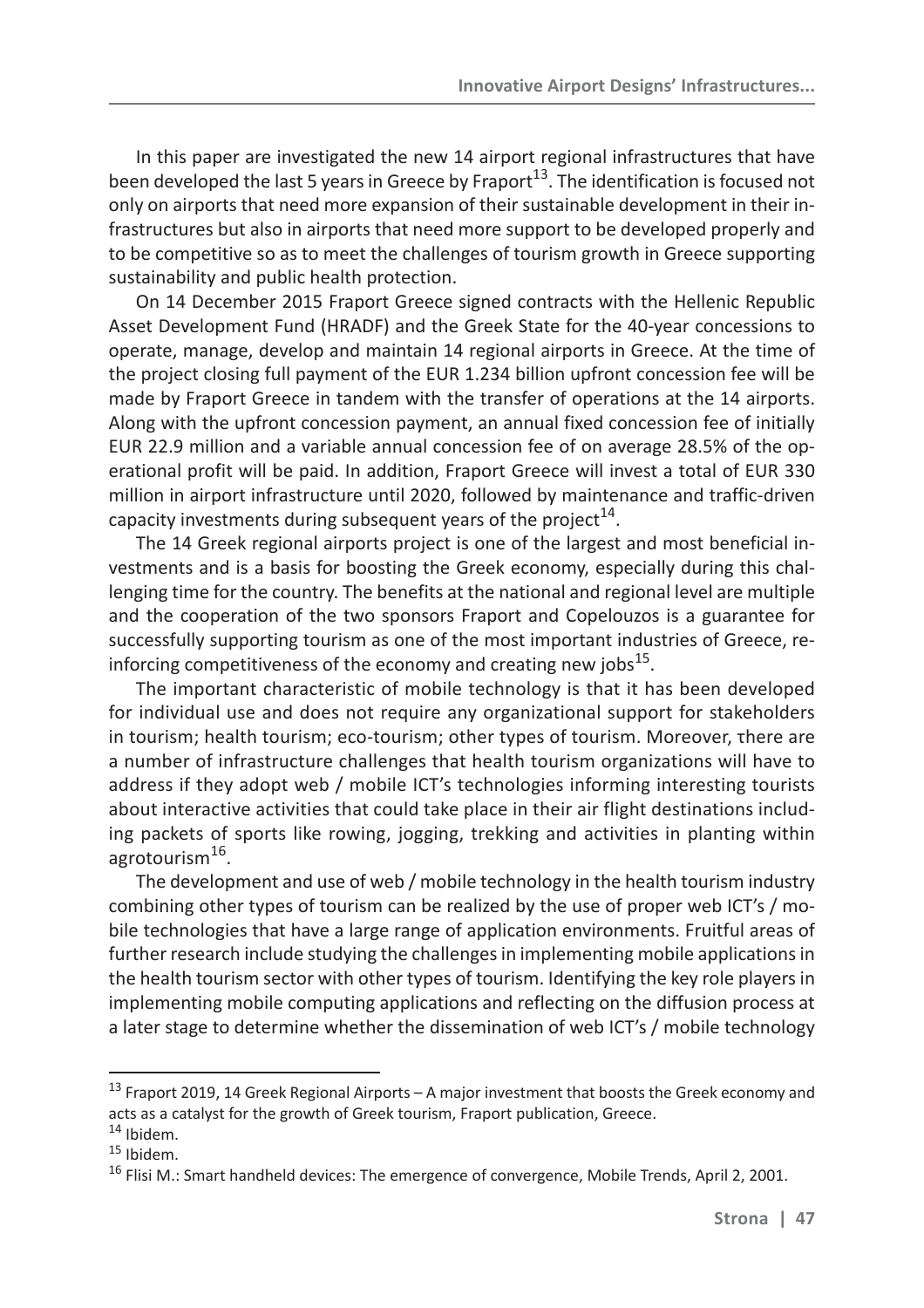In this paper are investigated the new 14 airport regional infrastructures that have been developed the last 5 years in Greece by Fraport[13]. The identification is focused not only on airports that need more expansion of their sustainable development in their infrastructures but also in airports that need more support to be developed properly and to be competitive so as to meet the challenges of tourism growth in Greece supporting sustainability and public health protection.

On 14 December 2015 Fraport Greece signed contracts with the Hellenic Republic Asset Development Fund (HRADF) and the Greek State for the 40-year concessions to operate, manage, develop and maintain 14 regional airports in Greece. At the time of the project closing full payment of the EUR 1.234 billion upfront concession fee will be made by Fraport Greece in tandem with the transfer of operations at the 14 airports. Along with the upfront concession payment, an annual fixed concession fee of initially EUR 22.9 million and a variable annual concession fee of on average 28.5% of the operational profit will be paid. In addition, Fraport Greece will invest a total of EUR 330 million in airport infrastructure until 2020, followed by maintenance and traffic-driven capacity investments during subsequent years of the project[14].

The 14 Greek regional airports project is one of the largest and most beneficial investments and is a basis for boosting the Greek economy, especially during this challenging time for the country. The benefits at the national and regional level are multiple and the cooperation of the two sponsors Fraport and Copelouzos is a guarantee for successfully supporting tourism as one of the most important industries of Greece, reinforcing competitiveness of the economy and creating new jobs[15].

The important characteristic of mobile technology is that it has been developed for individual use and does not require any organizational support for stakeholders in tourism; health tourism; eco-tourism; other types of tourism. Moreover, τhere are a number of infrastructure challenges that health tourism organizations will have to address if they adopt web / mobile ICT's technologies informing interesting tourists about interactive activities that could take place in their air flight destinations including packets of sports like rowing, jogging, trekking and activities in planting within agrotourism[16].

The development and use of web / mobile technology in the health tourism industry combining other types of tourism can be realized by the use of proper web ICT's / mobile technologies that have a large range of application environments. Fruitful areas of further research include studying the challenges in implementing mobile applications in the health tourism sector with other types of tourism. Identifying the key role players in implementing mobile computing applications and reflecting on the diffusion process at a later stage to determine whether the dissemination of web ICT's / mobile technology

---

[13] Fraport 2019, 14 Greek Regional Airports – A major investment that boosts the Greek economy and acts as a catalyst for the growth of Greek tourism, Fraport publication, Greece.

[14] Ibidem.

[15] Ibidem.

[16] Flisi M.: Smart handheld devices: The emergence of convergence, Mobile Trends, April 2, 2001.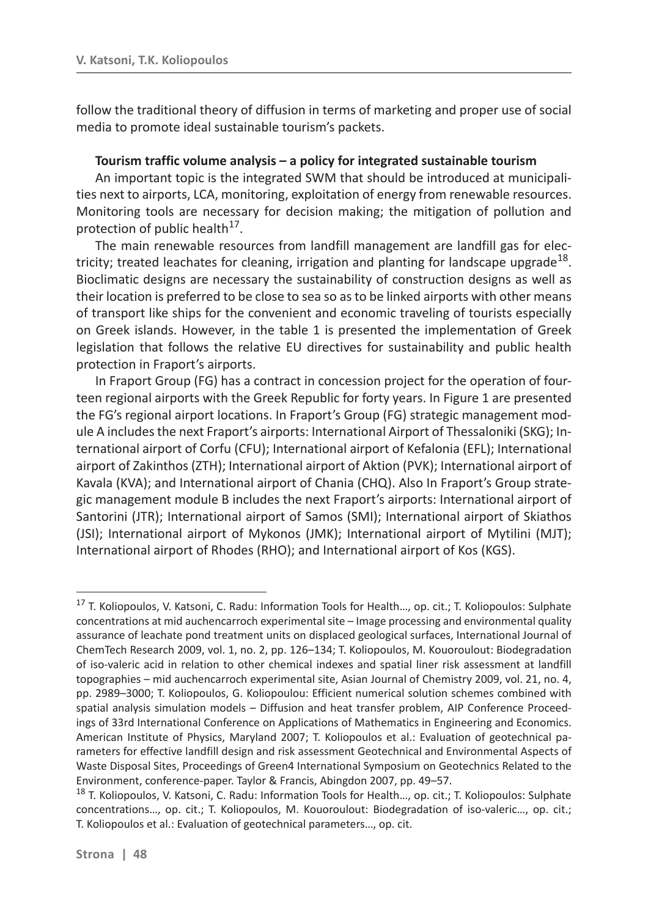follow the traditional theory of diffusion in terms of marketing and proper use of social media to promote ideal sustainable tourism's packets.

**Tourism traffic volume analysis – a policy for integrated sustainable tourism**

An important topic is the integrated SWM that should be introduced at municipalities next to airports, LCA, monitoring, exploitation of energy from renewable resources. Monitoring tools are necessary for decision making; the mitigation of pollution and protection of public health[17].

The main renewable resources from landfill management are landfill gas for electricity; treated leachates for cleaning, irrigation and planting for landscape upgrade[18]. Bioclimatic designs are necessary the sustainability of construction designs as well as their location is preferred to be close to sea so as to be linked airports with other means of transport like ships for the convenient and economic traveling of tourists especially on Greek islands. However, in the table 1 is presented the implementation of Greek legislation that follows the relative EU directives for sustainability and public health protection in Fraport's airports.

In Fraport Group (FG) has a contract in concession project for the operation of fourteen regional airports with the Greek Republic for forty years. In Figure 1 are presented the FG's regional airport locations. In Fraport's Group (FG) strategic management module A includes the next Fraport's airports: International Airport of Thessaloniki (SKG); International airport of Corfu (CFU); International airport of Kefalonia (EFL); International airport of Zakinthos (ZTH); International airport of Aktion (PVK); International airport of Kavala (KVA); and International airport of Chania (CHQ). Also In Fraport's Group strategic management module B includes the next Fraport's airports: International airport of Santorini (JTR); International airport of Samos (SMI); International airport of Skiathos (JSI); International airport of Mykonos (JMK); International airport of Mytilini (MJT); International airport of Rhodes (RHO); and International airport of Kos (KGS).

---

[17] T. Koliopoulos, V. Katsoni, C. Radu: Information Tools for Health…, op. cit.; T. Koliopoulos: Sulphate concentrations at mid auchencarroch experimental site – Image processing and environmental quality assurance of leachate pond treatment units on displaced geological surfaces, International Journal of ChemTech Research 2009, vol. 1, no. 2, pp. 126–134; T. Koliopoulos, M. Kouoroulout: Biodegradation of iso-valeric acid in relation to other chemical indexes and spatial liner risk assessment at landfill topographies – mid auchencarroch experimental site, Asian Journal of Chemistry 2009, vol. 21, no. 4, pp. 2989–3000; T. Koliopoulos, G. Koliopoulou: Efficient numerical solution schemes combined with spatial analysis simulation models – Diffusion and heat transfer problem, AIP Conference Proceedings of 33rd International Conference on Applications of Mathematics in Engineering and Economics. American Institute of Physics, Maryland 2007; T. Koliopoulos et al.: Evaluation of geotechnical parameters for effective landfill design and risk assessment Geotechnical and Environmental Aspects of Waste Disposal Sites, Proceedings of Green4 International Symposium on Geotechnics Related to the Environment, conference-paper. Taylor & Francis, Abingdon 2007, pp. 49–57.

[18] T. Koliopoulos, V. Katsoni, C. Radu: Information Tools for Health…, op. cit.; T. Koliopoulos: Sulphate concentrations…, op. cit.; T. Koliopoulos, M. Kouoroulout: Biodegradation of iso-valeric…, op. cit.; T. Koliopoulos et al.: Evaluation of geotechnical parameters…, op. cit.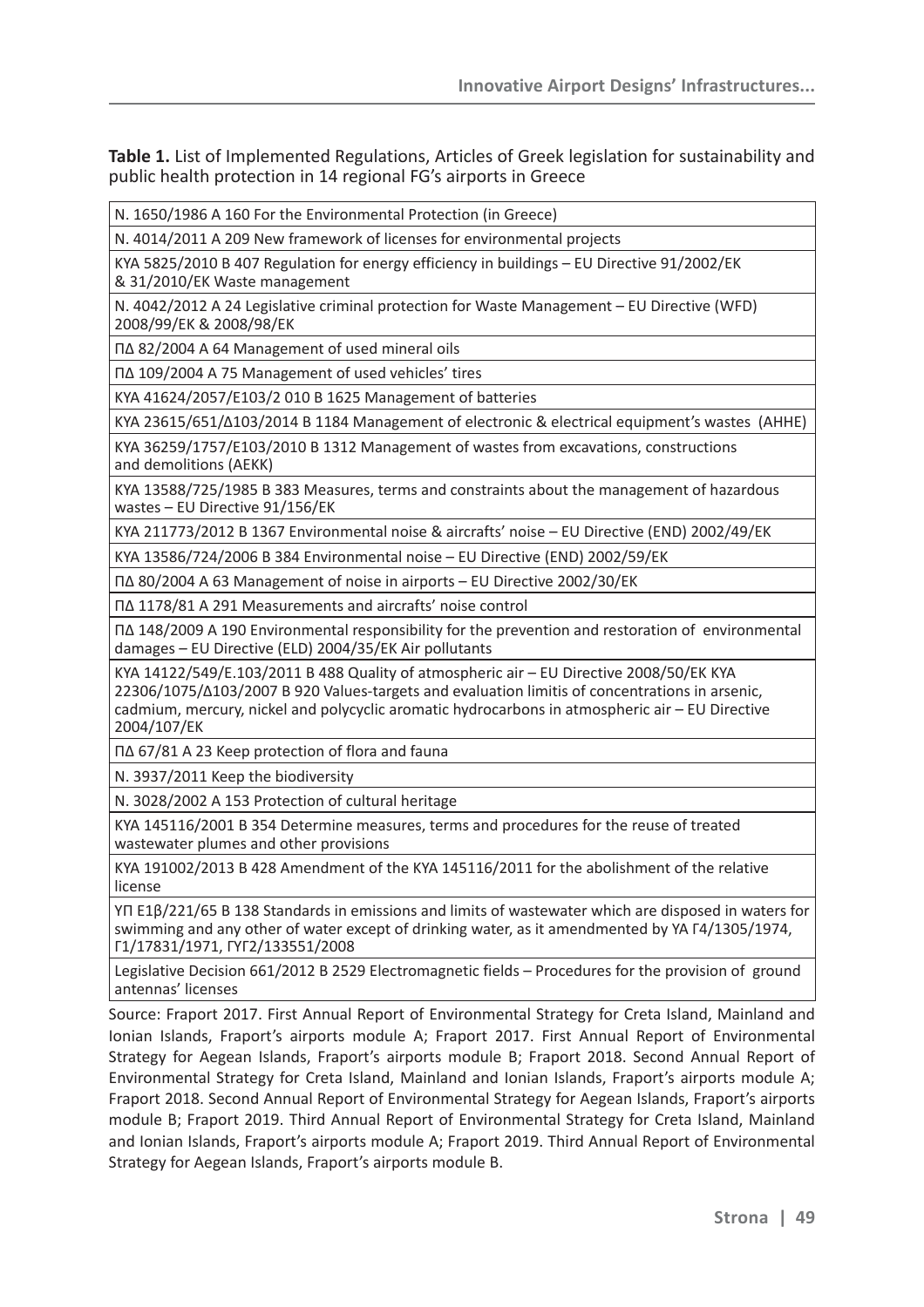**Table 1.** List of Implemented Regulations, Articles of Greek legislation for sustainability and public health protection in 14 regional FG's airports in Greece

| |
|---|
| N. 1650/1986 A 160 For the Environmental Protection (in Greece) |
| N. 4014/2011 A 209 New framework of licenses for environmental projects |
| KYA 5825/2010 B 407 Regulation for energy efficiency in buildings – EU Directive 91/2002/EK & 31/2010/EK Waste management |
| N. 4042/2012 A 24 Legislative criminal protection for Waste Management – EU Directive (WFD) 2008/99/EK & 2008/98/EK |
| ΠΔ 82/2004 A 64 Management of used mineral oils |
| ΠΔ 109/2004 A 75 Management of used vehicles' tires |
| KYA 41624/2057/E103/2 010 B 1625 Management of batteries |
| KYA 23615/651/Δ103/2014 B 1184 Management of electronic & electrical equipment's wastes (AHHE) |
| KYA 36259/1757/E103/2010 B 1312 Management of wastes from excavations, constructions and demolitions (AEKK) |
| KYA 13588/725/1985 B 383 Measures, terms and constraints about the management of hazardous wastes – EU Directive 91/156/EK |
| KYA 211773/2012 B 1367 Environmental noise & aircrafts' noise – EU Directive (END) 2002/49/EK |
| KYA 13586/724/2006 B 384 Environmental noise – EU Directive (END) 2002/59/EK |
| ΠΔ 80/2004 A 63 Management of noise in airports – EU Directive 2002/30/EK |
| ΠΔ 1178/81 A 291 Measurements and aircrafts' noise control |
| ΠΔ 148/2009 A 190 Environmental responsibility for the prevention and restoration of environmental damages – EU Directive (ELD) 2004/35/EK Air pollutants |
| KYA 14122/549/E.103/2011 B 488 Quality of atmospheric air – EU Directive 2008/50/EK KYA 22306/1075/Δ103/2007 B 920 Values-targets and evaluation limitis of concentrations in arsenic, cadmium, mercury, nickel and polycyclic aromatic hydrocarbons in atmospheric air – EU Directive 2004/107/EK |
| ΠΔ 67/81 A 23 Keep protection of flora and fauna |
| N. 3937/2011 Keep the biodiversity |
| N. 3028/2002 A 153 Protection of cultural heritage |
| KYA 145116/2001 B 354 Determine measures, terms and procedures for the reuse of treated wastewater plumes and other provisions |
| KYA 191002/2013 B 428 Amendment of the KYA 145116/2011 for the abolishment of the relative license |
| YΠ E1β/221/65 B 138 Standards in emissions and limits of wastewater which are disposed in waters for swimming and any other of water except of drinking water, as it amendmented by YA Γ4/1305/1974, Γ1/17831/1971, ΓΥΓ2/133551/2008 |
| Legislative Decision 661/2012 B 2529 Electromagnetic fields – Procedures for the provision of ground antennas' licenses |

Source: Fraport 2017. First Annual Report of Environmental Strategy for Creta Island, Mainland and Ionian Islands, Fraport's airports module A; Fraport 2017. First Annual Report of Environmental Strategy for Aegean Islands, Fraport's airports module B; Fraport 2018. Second Annual Report of Environmental Strategy for Creta Island, Mainland and Ionian Islands, Fraport's airports module A; Fraport 2018. Second Annual Report of Environmental Strategy for Aegean Islands, Fraport's airports module B; Fraport 2019. Third Annual Report of Environmental Strategy for Creta Island, Mainland and Ionian Islands, Fraport's airports module A; Fraport 2019. Third Annual Report of Environmental Strategy for Aegean Islands, Fraport's airports module B.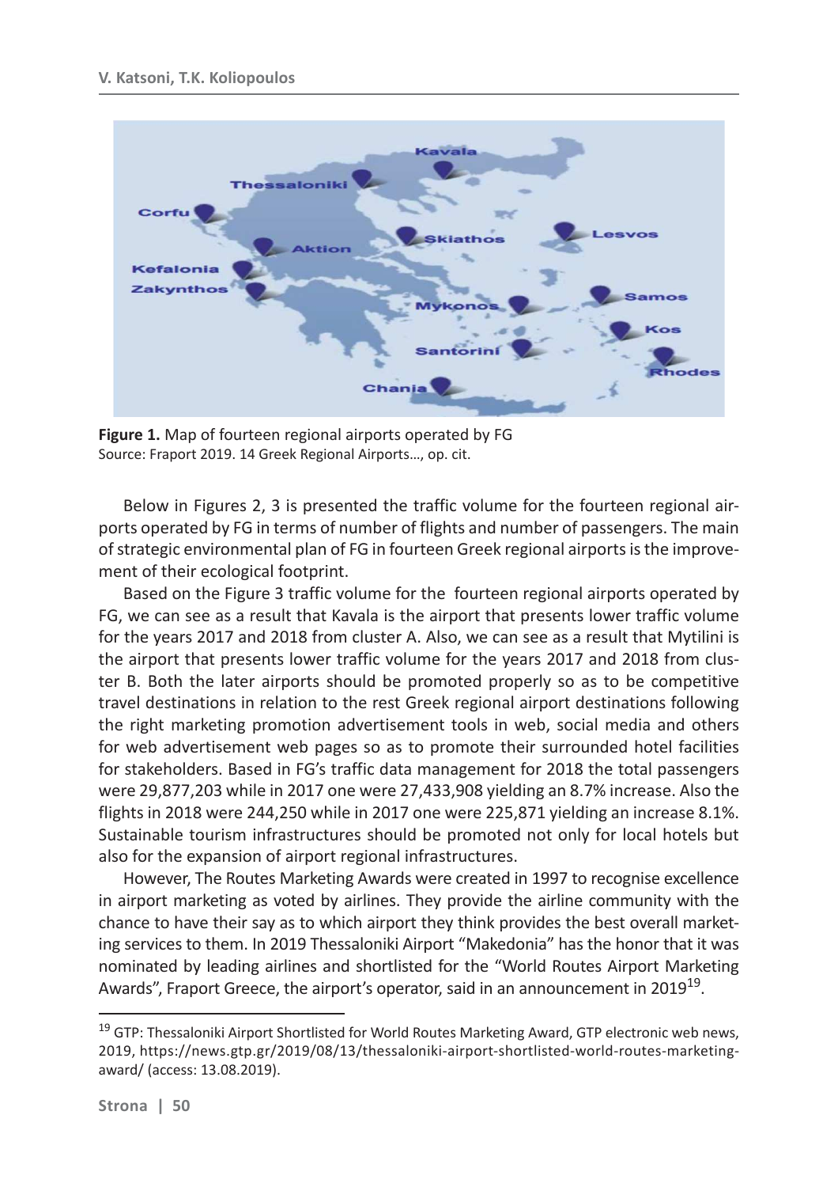**Figure 1.** Map of fourteen regional airports operated by FG
Source: Fraport 2019. 14 Greek Regional Airports…, op. cit.

Below in Figures 2, 3 is presented the traffic volume for the fourteen regional airports operated by FG in terms of number of flights and number of passengers. The main of strategic environmental plan of FG in fourteen Greek regional airports is the improvement of their ecological footprint.

Based on the Figure 3 traffic volume for the fourteen regional airports operated by FG, we can see as a result that Kavala is the airport that presents lower traffic volume for the years 2017 and 2018 from cluster A. Also, we can see as a result that Mytilini is the airport that presents lower traffic volume for the years 2017 and 2018 from cluster B. Both the later airports should be promoted properly so as to be competitive travel destinations in relation to the rest Greek regional airport destinations following the right marketing promotion advertisement tools in web, social media and others for web advertisement web pages so as to promote their surrounded hotel facilities for stakeholders. Based in FG's traffic data management for 2018 the total passengers were 29,877,203 while in 2017 one were 27,433,908 yielding an 8.7% increase. Also the flights in 2018 were 244,250 while in 2017 one were 225,871 yielding an increase 8.1%. Sustainable tourism infrastructures should be promoted not only for local hotels but also for the expansion of airport regional infrastructures.

However, The Routes Marketing Awards were created in 1997 to recognise excellence in airport marketing as voted by airlines. They provide the airline community with the chance to have their say as to which airport they think provides the best overall marketing services to them. In 2019 Thessaloniki Airport "Makedonia" has the honor that it was nominated by leading airlines and shortlisted for the "World Routes Airport Marketing Awards", Fraport Greece, the airport's operator, said in an announcement in 2019[19].

[19] GTP: Thessaloniki Airport Shortlisted for World Routes Marketing Award, GTP electronic web news, 2019, https://news.gtp.gr/2019/08/13/thessaloniki-airport-shortlisted-world-routes-marketing-award/ (access: 13.08.2019).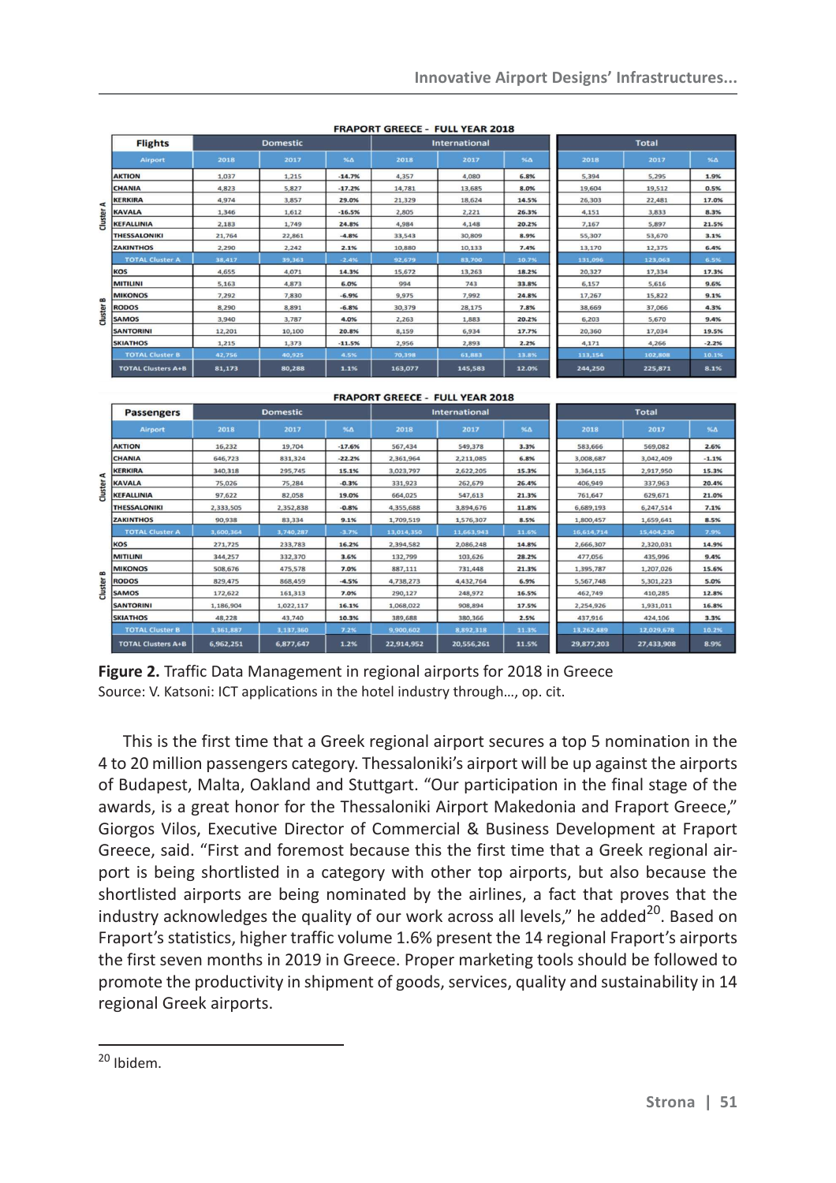FRAPORT GREECE - FULL YEAR 2018

| | Flights | Domestic | | | International | | | Total | | |
|---|---|---|---|---|---|---|---|---|---|---|
| | Airport | 2018 | 2017 | %Δ | 2018 | 2017 | %Δ | 2018 | 2017 | %Δ |
| Cluster A | AKTION | 1,037 | 1,215 | -14.7% | 4,357 | 4,080 | 6.8% | 5,394 | 5,295 | 1.9% |
| | CHANIA | 4,823 | 5,827 | -17.2% | 14,781 | 13,685 | 8.0% | 19,604 | 19,512 | 0.5% |
| | KERKIRA | 4,974 | 3,857 | 29.0% | 21,329 | 18,624 | 14.5% | 26,303 | 22,481 | 17.0% |
| | KAVALA | 1,346 | 1,612 | -16.5% | 2,805 | 2,221 | 26.3% | 4,151 | 3,833 | 8.3% |
| | KEFALLINIA | 2,183 | 1,749 | 24.8% | 4,984 | 4,148 | 20.2% | 7,167 | 5,897 | 21.5% |
| | THESSALONIKI | 21,764 | 22,861 | -4.8% | 33,543 | 30,809 | 8.9% | 55,307 | 53,670 | 3.1% |
| | ZAKINTHOS | 2,290 | 2,242 | 2.1% | 10,880 | 10,133 | 7.4% | 13,170 | 12,375 | 6.4% |
| | TOTAL Cluster A | 38,417 | 39,363 | -2.4% | 92,679 | 83,700 | 10.7% | 131,096 | 123,063 | 6.5% |
| Cluster B | KOS | 4,655 | 4,071 | 14.3% | 15,672 | 13,263 | 18.2% | 20,327 | 17,334 | 17.3% |
| | MITILINI | 5,163 | 4,873 | 6.0% | 994 | 743 | 33.8% | 6,157 | 5,616 | 9.6% |
| | MIKONOS | 7,292 | 7,830 | -6.9% | 9,975 | 7,992 | 24.8% | 17,267 | 15,822 | 9.1% |
| | RODOS | 8,290 | 8,891 | -6.8% | 30,379 | 28,175 | 7.8% | 38,669 | 37,066 | 4.3% |
| | SAMOS | 3,940 | 3,787 | 4.0% | 2,263 | 1,883 | 20.2% | 6,203 | 5,670 | 9.4% |
| | SANTORINI | 12,201 | 10,100 | 20.8% | 8,159 | 6,934 | 17.7% | 20,360 | 17,034 | 19.5% |
| | SKIATHOS | 1,215 | 1,373 | -11.5% | 2,956 | 2,893 | 2.2% | 4,171 | 4,266 | -2.2% |
| | TOTAL Cluster B | 42,756 | 40,925 | 4.5% | 70,398 | 61,883 | 13.8% | 113,154 | 102,808 | 10.1% |
| | TOTAL Clusters A+B | 81,173 | 80,288 | 1.1% | 163,077 | 145,583 | 12.0% | 244,250 | 225,871 | 8.1% |

FRAPORT GREECE - FULL YEAR 2018

| | Passengers | Domestic | | | International | | | Total | | |
|---|---|---|---|---|---|---|---|---|---|---|
| | Airport | 2018 | 2017 | %Δ | 2018 | 2017 | %Δ | 2018 | 2017 | %Δ |
| Cluster A | AKTION | 16,232 | 19,704 | -17.6% | 567,434 | 549,378 | 3.3% | 583,666 | 569,082 | 2.6% |
| | CHANIA | 646,723 | 831,324 | -22.2% | 2,361,964 | 2,211,085 | 6.8% | 3,008,687 | 3,042,409 | -1.1% |
| | KERKIRA | 340,318 | 295,745 | 15.1% | 3,023,797 | 2,622,205 | 15.3% | 3,364,115 | 2,917,950 | 15.3% |
| | KAVALA | 75,026 | 75,284 | -0.3% | 331,923 | 262,679 | 26.4% | 406,949 | 337,963 | 20.4% |
| | KEFALLINIA | 97,622 | 82,058 | 19.0% | 664,025 | 547,613 | 21.3% | 761,647 | 629,671 | 21.0% |
| | THESSALONIKI | 2,333,505 | 2,352,838 | -0.8% | 4,355,688 | 3,894,676 | 11.8% | 6,689,193 | 6,247,514 | 7.1% |
| | ZAKINTHOS | 90,938 | 83,334 | 9.1% | 1,709,519 | 1,576,307 | 8.5% | 1,800,457 | 1,659,641 | 8.5% |
| | TOTAL Cluster A | 3,600,364 | 3,740,287 | -3.7% | 13,014,350 | 11,663,943 | 11.6% | 16,614,714 | 15,404,230 | 7.9% |
| Cluster B | KOS | 271,725 | 233,783 | 16.2% | 2,394,582 | 2,086,248 | 14.8% | 2,666,307 | 2,320,031 | 14.9% |
| | MITILINI | 344,257 | 332,370 | 3.6% | 132,799 | 103,626 | 28.2% | 477,056 | 435,996 | 9.4% |
| | MIKONOS | 508,676 | 475,578 | 7.0% | 887,111 | 731,448 | 21.3% | 1,395,787 | 1,207,026 | 15.6% |
| | RODOS | 829,475 | 868,459 | -4.5% | 4,738,273 | 4,432,764 | 6.9% | 5,567,748 | 5,301,223 | 5.0% |
| | SAMOS | 172,622 | 161,313 | 7.0% | 290,127 | 248,972 | 16.5% | 462,749 | 410,285 | 12.8% |
| | SANTORINI | 1,186,904 | 1,022,117 | 16.1% | 1,068,022 | 908,894 | 17.5% | 2,254,926 | 1,931,011 | 16.8% |
| | SKIATHOS | 48,228 | 43,740 | 10.3% | 389,688 | 380,366 | 2.5% | 437,916 | 424,106 | 3.3% |
| | TOTAL Cluster B | 3,361,887 | 3,137,360 | 7.2% | 9,900,602 | 8,892,318 | 11.3% | 13,262,489 | 12,029,678 | 10.2% |
| | TOTAL Clusters A+B | 6,962,251 | 6,877,647 | 1.2% | 22,914,952 | 20,556,261 | 11.5% | 29,877,203 | 27,433,908 | 8.9% |

**Figure 2.** Traffic Data Management in regional airports for 2018 in Greece
Source: V. Katsoni: ICT applications in the hotel industry through…, op. cit.

This is the first time that a Greek regional airport secures a top 5 nomination in the 4 to 20 million passengers category. Thessaloniki's airport will be up against the airports of Budapest, Malta, Oakland and Stuttgart. "Our participation in the final stage of the awards, is a great honor for the Thessaloniki Airport Makedonia and Fraport Greece," Giorgos Vilos, Executive Director of Commercial & Business Development at Fraport Greece, said. "First and foremost because this the first time that a Greek regional airport is being shortlisted in a category with other top airports, but also because the shortlisted airports are being nominated by the airlines, a fact that proves that the industry acknowledges the quality of our work across all levels," he added[20]. Based on Fraport's statistics, higher traffic volume 1.6% present the 14 regional Fraport's airports the first seven months in 2019 in Greece. Proper marketing tools should be followed to promote the productivity in shipment of goods, services, quality and sustainability in 14 regional Greek airports.

[20] Ibidem.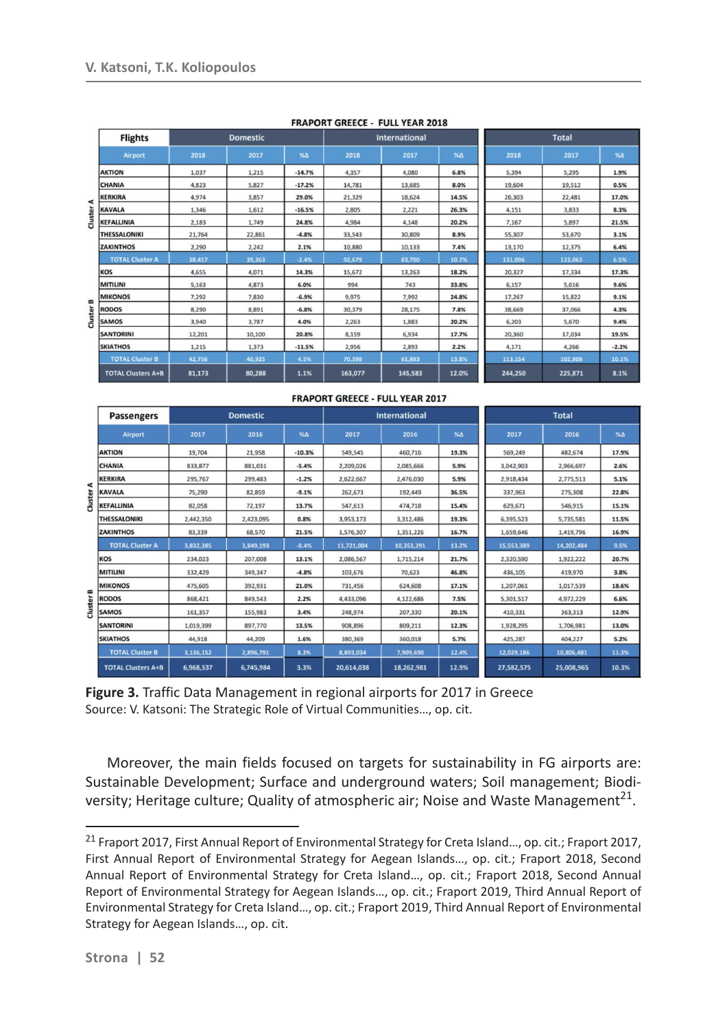FRAPORT GREECE - FULL YEAR 2018

| | Flights | Domestic | | | International | | | Total | | |
|---|---|---|---|---|---|---|---|---|---|---|
| | Airport | 2018 | 2017 | %Δ | 2018 | 2017 | %Δ | 2018 | 2017 | %Δ |
| Cluster A | AKTION | 1,037 | 1,215 | -14.7% | 4,357 | 4,080 | 6.8% | 5,394 | 5,295 | 1.9% |
| | CHANIA | 4,823 | 5,827 | -17.2% | 14,781 | 13,685 | 8.0% | 19,604 | 19,512 | 0.5% |
| | KERKIRA | 4,974 | 3,857 | 29.0% | 21,329 | 18,624 | 14.5% | 26,303 | 22,481 | 17.0% |
| | KAVALA | 1,346 | 1,612 | -16.5% | 2,805 | 2,221 | 26.3% | 4,151 | 3,833 | 8.3% |
| | KEFALLINIA | 2,183 | 1,749 | 24.8% | 4,984 | 4,148 | 20.2% | 7,167 | 5,897 | 21.5% |
| | THESSALONIKI | 21,764 | 22,861 | -4.8% | 33,543 | 30,809 | 8.9% | 55,307 | 53,670 | 3.1% |
| | ZAKINTHOS | 2,290 | 2,242 | 2.1% | 10,880 | 10,133 | 7.4% | 13,170 | 12,375 | 6.4% |
| | TOTAL Cluster A | 38,417 | 39,363 | -2.4% | 92,679 | 83,700 | 10.7% | 131,096 | 123,063 | 6.5% |
| Cluster B | KOS | 4,655 | 4,071 | 14.3% | 15,672 | 13,263 | 18.2% | 20,327 | 17,334 | 17.3% |
| | MITILINI | 5,163 | 4,873 | 6.0% | 994 | 743 | 33.8% | 6,157 | 5,616 | 9.6% |
| | MIKONOS | 7,292 | 7,830 | -6.9% | 9,975 | 7,992 | 24.8% | 17,267 | 15,822 | 9.1% |
| | RODOS | 8,290 | 8,891 | -6.8% | 30,379 | 28,175 | 7.8% | 38,669 | 37,066 | 4.3% |
| | SAMOS | 3,940 | 3,787 | 4.0% | 2,263 | 1,883 | 20.2% | 6,203 | 5,670 | 9.4% |
| | SANTORINI | 12,201 | 10,100 | 20.8% | 8,159 | 6,934 | 17.7% | 20,360 | 17,034 | 19.5% |
| | SKIATHOS | 1,215 | 1,373 | -11.5% | 2,956 | 2,893 | 2.2% | 4,171 | 4,266 | -2.2% |
| | TOTAL Cluster B | 42,756 | 40,925 | 4.5% | 70,398 | 61,883 | 13.8% | 113,154 | 102,808 | 10.1% |
| | TOTAL Clusters A+B | 81,173 | 80,288 | 1.1% | 163,077 | 145,583 | 12.0% | 244,250 | 225,871 | 8.1% |

FRAPORT GREECE - FULL YEAR 2017

| | Passengers | Domestic | | | International | | | Total | | |
|---|---|---|---|---|---|---|---|---|---|---|
| | Airport | 2017 | 2016 | %Δ | 2017 | 2016 | %Δ | 2017 | 2016 | %Δ |
| Cluster A | AKTION | 19,704 | 21,958 | -10.3% | 549,545 | 460,716 | 19.3% | 569,249 | 482,674 | 17.9% |
| | CHANIA | 833,877 | 881,031 | -5.4% | 2,209,026 | 2,085,666 | 5.9% | 3,042,903 | 2,966,697 | 2.6% |
| | KERKIRA | 295,767 | 299,483 | -1.2% | 2,622,667 | 2,476,030 | 5.9% | 2,918,434 | 2,775,513 | 5.1% |
| | KAVALA | 75,290 | 82,859 | -9.1% | 262,673 | 192,449 | 36.5% | 337,963 | 275,308 | 22.8% |
| | KEFALLINIA | 82,058 | 72,197 | 13.7% | 547,613 | 474,718 | 15.4% | 629,671 | 546,915 | 15.1% |
| | THESSALONIKI | 2,442,350 | 2,423,095 | 0.8% | 3,953,173 | 3,312,486 | 19.3% | 6,395,523 | 5,735,581 | 11.5% |
| | ZAKINTHOS | 83,339 | 68,570 | 21.5% | 1,576,307 | 1,351,226 | 16.7% | 1,659,646 | 1,419,796 | 16.9% |
| | TOTAL Cluster A | 3,832,385 | 3,849,193 | -0.4% | 11,721,004 | 10,353,291 | 13.2% | 15,553,389 | 14,202,484 | 9.5% |
| Cluster B | KOS | 234,023 | 207,008 | 13.1% | 2,086,567 | 1,715,214 | 21.7% | 2,320,590 | 1,922,222 | 20.7% |
| | MITILINI | 332,429 | 349,347 | -4.8% | 103,676 | 70,623 | 46.8% | 436,105 | 419,970 | 3.8% |
| | MIKONOS | 475,605 | 392,931 | 21.0% | 731,456 | 624,608 | 17.1% | 1,207,061 | 1,017,539 | 18.6% |
| | RODOS | 868,421 | 849,543 | 2.2% | 4,433,096 | 4,122,686 | 7.5% | 5,301,517 | 4,972,229 | 6.6% |
| | SAMOS | 161,357 | 155,983 | 3.4% | 248,974 | 207,330 | 20.1% | 410,331 | 363,313 | 12.9% |
| | SANTORINI | 1,019,399 | 897,770 | 13.5% | 908,896 | 809,211 | 12.3% | 1,928,295 | 1,706,981 | 13.0% |
| | SKIATHOS | 44,918 | 44,209 | 1.6% | 380,369 | 360,018 | 5.7% | 425,287 | 404,227 | 5.2% |
| | TOTAL Cluster B | 3,136,152 | 2,896,791 | 8.3% | 8,893,034 | 7,909,690 | 12.4% | 12,029,186 | 10,806,481 | 11.3% |
| | TOTAL Clusters A+B | 6,968,537 | 6,745,984 | 3.3% | 20,614,038 | 18,262,981 | 12.9% | 27,582,575 | 25,008,965 | 10.3% |

**Figure 3.** Traffic Data Management in regional airports for 2017 in Greece
Source: V. Katsoni: The Strategic Role of Virtual Communities..., op. cit.

Moreover, the main fields focused on targets for sustainability in FG airports are: Sustainable Development; Surface and underground waters; Soil management; Biodiversity; Heritage culture; Quality of atmospheric air; Noise and Waste Management[21].

[21] Fraport 2017, First Annual Report of Environmental Strategy for Creta Island..., op. cit.; Fraport 2017, First Annual Report of Environmental Strategy for Aegean Islands..., op. cit.; Fraport 2018, Second Annual Report of Environmental Strategy for Creta Island..., op. cit.; Fraport 2018, Second Annual Report of Environmental Strategy for Aegean Islands..., op. cit.; Fraport 2019, Third Annual Report of Environmental Strategy for Creta Island..., op. cit.; Fraport 2019, Third Annual Report of Environmental Strategy for Aegean Islands..., op. cit.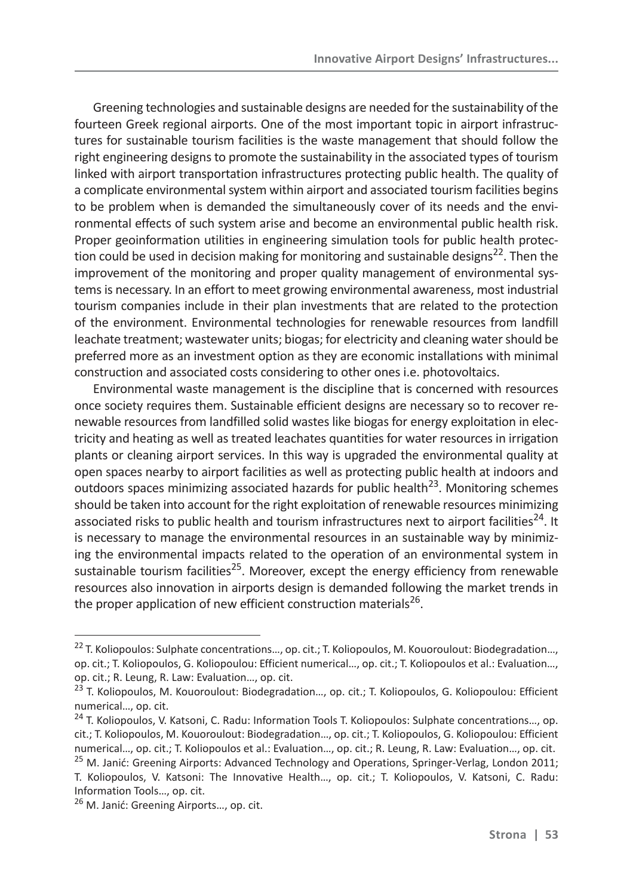Greening technologies and sustainable designs are needed for the sustainability of the fourteen Greek regional airports. One of the most important topic in airport infrastructures for sustainable tourism facilities is the waste management that should follow the right engineering designs to promote the sustainability in the associated types of tourism linked with airport transportation infrastructures protecting public health. The quality of a complicate environmental system within airport and associated tourism facilities begins to be problem when is demanded the simultaneously cover of its needs and the environmental effects of such system arise and become an environmental public health risk. Proper geoinformation utilities in engineering simulation tools for public health protection could be used in decision making for monitoring and sustainable designs[22]. Then the improvement of the monitoring and proper quality management of environmental systems is necessary. In an effort to meet growing environmental awareness, most industrial tourism companies include in their plan investments that are related to the protection of the environment. Environmental technologies for renewable resources from landfill leachate treatment; wastewater units; biogas; for electricity and cleaning water should be preferred more as an investment option as they are economic installations with minimal construction and associated costs considering to other ones i.e. photovoltaics.

Environmental waste management is the discipline that is concerned with resources once society requires them. Sustainable efficient designs are necessary so to recover renewable resources from landfilled solid wastes like biogas for energy exploitation in electricity and heating as well as treated leachates quantities for water resources in irrigation plants or cleaning airport services. In this way is upgraded the environmental quality at open spaces nearby to airport facilities as well as protecting public health at indoors and outdoors spaces minimizing associated hazards for public health[23]. Monitoring schemes should be taken into account for the right exploitation of renewable resources minimizing associated risks to public health and tourism infrastructures next to airport facilities[24]. It is necessary to manage the environmental resources in an sustainable way by minimizing the environmental impacts related to the operation of an environmental system in sustainable tourism facilities[25]. Moreover, except the energy efficiency from renewable resources also innovation in airports design is demanded following the market trends in the proper application of new efficient construction materials[26].

---

[22] T. Koliopoulos: Sulphate concentrations..., op. cit.; T. Koliopoulos, M. Kouoroulout: Biodegradation..., op. cit.; T. Koliopoulos, G. Koliopoulou: Efficient numerical..., op. cit.; T. Koliopoulos et al.: Evaluation..., op. cit.; R. Leung, R. Law: Evaluation..., op. cit.

[23] T. Koliopoulos, M. Kouoroulout: Biodegradation..., op. cit.; T. Koliopoulos, G. Koliopoulou: Efficient numerical..., op. cit.

[24] T. Koliopoulos, V. Katsoni, C. Radu: Information Tools T. Koliopoulos: Sulphate concentrations..., op. cit.; T. Koliopoulos, M. Kouoroulout: Biodegradation..., op. cit.; T. Koliopoulos, G. Koliopoulou: Efficient numerical..., op. cit.; T. Koliopoulos et al.: Evaluation..., op. cit.; R. Leung, R. Law: Evaluation..., op. cit.

[25] M. Janić: Greening Airports: Advanced Technology and Operations, Springer-Verlag, London 2011; T. Koliopoulos, V. Katsoni: The Innovative Health..., op. cit.; T. Koliopoulos, V. Katsoni, C. Radu: Information Tools..., op. cit.

[26] M. Janić: Greening Airports..., op. cit.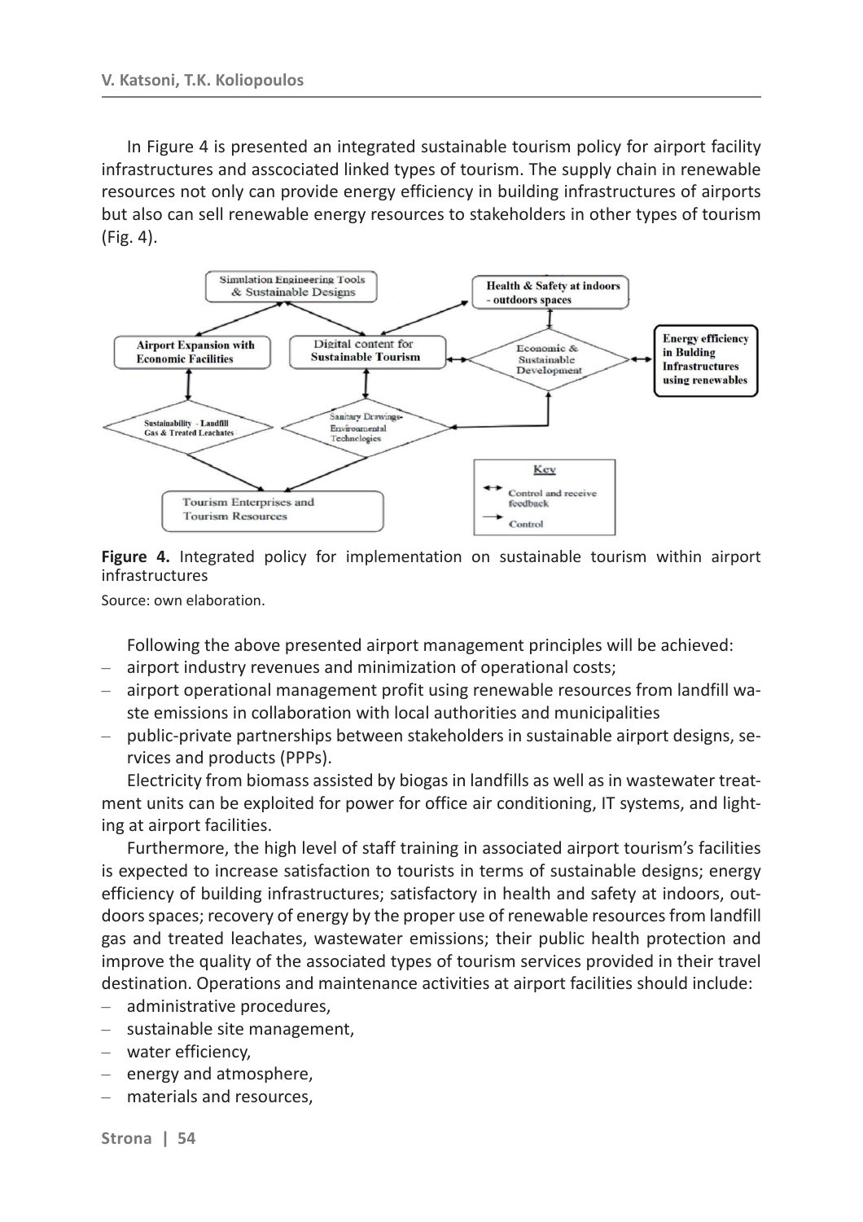In Figure 4 is presented an integrated sustainable tourism policy for airport facility infrastructures and asscociated linked types of tourism. The supply chain in renewable resources not only can provide energy efficiency in building infrastructures of airports but also can sell renewable energy resources to stakeholders in other types of tourism (Fig. 4).

**Figure 4.** Integrated policy for implementation on sustainable tourism within airport infrastructures

Source: own elaboration.

Following the above presented airport management principles will be achieved:

- airport industry revenues and minimization of operational costs;
- airport operational management profit using renewable resources from landfill waste emissions in collaboration with local authorities and municipalities
- public-private partnerships between stakeholders in sustainable airport designs, services and products (PPPs).

Electricity from biomass assisted by biogas in landfills as well as in wastewater treatment units can be exploited for power for office air conditioning, IT systems, and lighting at airport facilities.

Furthermore, the high level of staff training in associated airport tourism's facilities is expected to increase satisfaction to tourists in terms of sustainable designs; energy efficiency of building infrastructures; satisfactory in health and safety at indoors, outdoors spaces; recovery of energy by the proper use of renewable resources from landfill gas and treated leachates, wastewater emissions; their public health protection and improve the quality of the associated types of tourism services provided in their travel destination. Operations and maintenance activities at airport facilities should include:

- administrative procedures,
- sustainable site management,
- water efficiency,
- energy and atmosphere,
- materials and resources,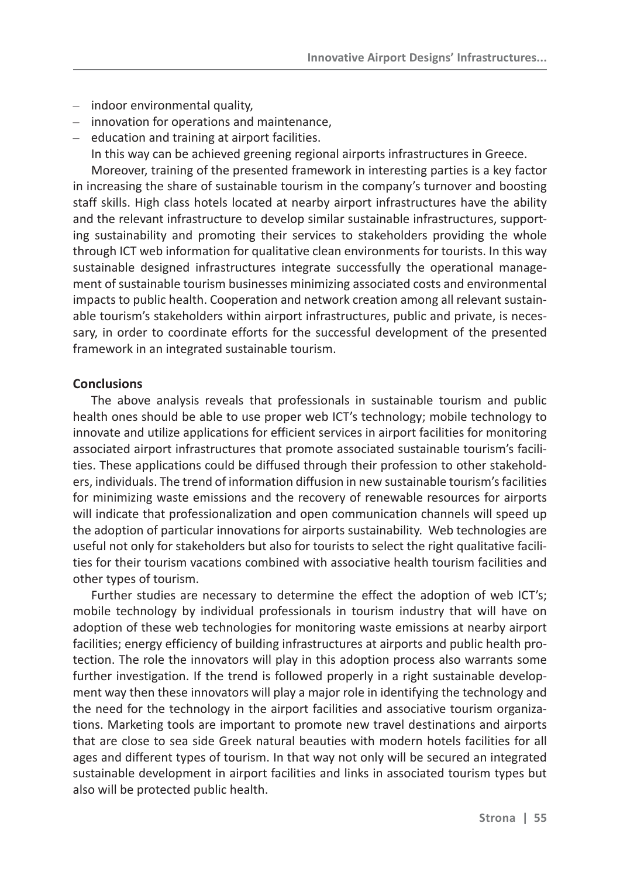- indoor environmental quality,
- innovation for operations and maintenance,
- education and training at airport facilities.

In this way can be achieved greening regional airports infrastructures in Greece.

Moreover, training of the presented framework in interesting parties is a key factor in increasing the share of sustainable tourism in the company's turnover and boosting staff skills. High class hotels located at nearby airport infrastructures have the ability and the relevant infrastructure to develop similar sustainable infrastructures, supporting sustainability and promoting their services to stakeholders providing the whole through ICT web information for qualitative clean environments for tourists. In this way sustainable designed infrastructures integrate successfully the operational management of sustainable tourism businesses minimizing associated costs and environmental impacts to public health. Cooperation and network creation among all relevant sustainable tourism's stakeholders within airport infrastructures, public and private, is necessary, in order to coordinate efforts for the successful development of the presented framework in an integrated sustainable tourism.

## Conclusions

The above analysis reveals that professionals in sustainable tourism and public health ones should be able to use proper web ICT's technology; mobile technology to innovate and utilize applications for efficient services in airport facilities for monitoring associated airport infrastructures that promote associated sustainable tourism's facilities. These applications could be diffused through their profession to other stakeholders, individuals. The trend of information diffusion in new sustainable tourism's facilities for minimizing waste emissions and the recovery of renewable resources for airports will indicate that professionalization and open communication channels will speed up the adoption of particular innovations for airports sustainability. Web technologies are useful not only for stakeholders but also for tourists to select the right qualitative facilities for their tourism vacations combined with associative health tourism facilities and other types of tourism.

Further studies are necessary to determine the effect the adoption of web ICT's; mobile technology by individual professionals in tourism industry that will have on adoption of these web technologies for monitoring waste emissions at nearby airport facilities; energy efficiency of building infrastructures at airports and public health protection. The role the innovators will play in this adoption process also warrants some further investigation. If the trend is followed properly in a right sustainable development way then these innovators will play a major role in identifying the technology and the need for the technology in the airport facilities and associative tourism organizations. Marketing tools are important to promote new travel destinations and airports that are close to sea side Greek natural beauties with modern hotels facilities for all ages and different types of tourism. In that way not only will be secured an integrated sustainable development in airport facilities and links in associated tourism types but also will be protected public health.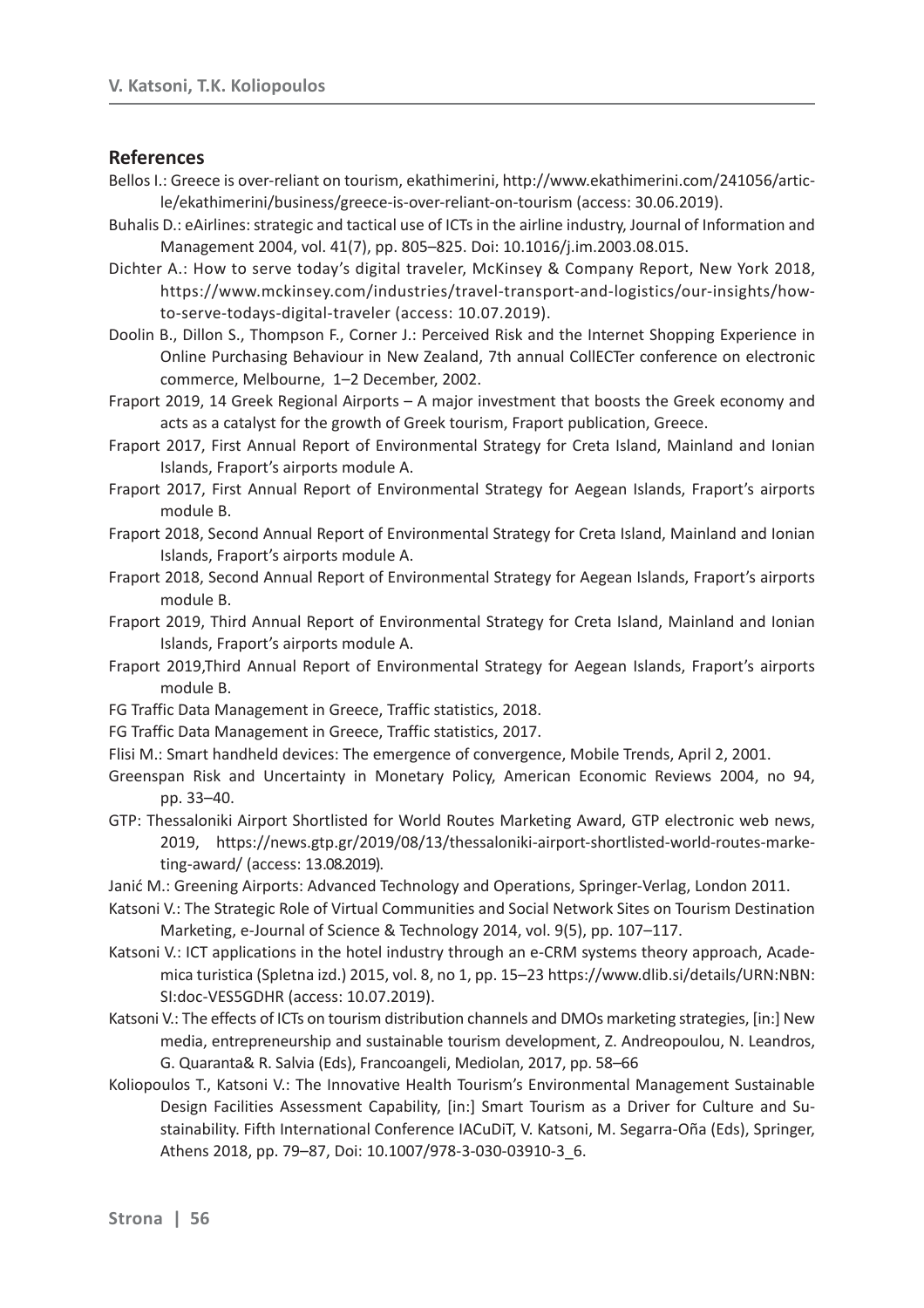## References

Bellos I.: Greece is over-reliant on tourism, ekathimerini, http://www.ekathimerini.com/241056/article/ekathimerini/business/greece-is-over-reliant-on-tourism (access: 30.06.2019).

Buhalis D.: eAirlines: strategic and tactical use of ICTs in the airline industry, Journal of Information and Management 2004, vol. 41(7), pp. 805–825. Doi: 10.1016/j.im.2003.08.015.

Dichter A.: How to serve today's digital traveler, McKinsey & Company Report, New York 2018, https://www.mckinsey.com/industries/travel-transport-and-logistics/our-insights/how-to-serve-todays-digital-traveler (access: 10.07.2019).

Doolin B., Dillon S., Thompson F., Corner J.: Perceived Risk and the Internet Shopping Experience in Online Purchasing Behaviour in New Zealand, 7th annual CollECTer conference on electronic commerce, Melbourne, 1–2 December, 2002.

Fraport 2019, 14 Greek Regional Airports – A major investment that boosts the Greek economy and acts as a catalyst for the growth of Greek tourism, Fraport publication, Greece.

Fraport 2017, First Annual Report of Environmental Strategy for Creta Island, Mainland and Ionian Islands, Fraport's airports module A.

Fraport 2017, First Annual Report of Environmental Strategy for Aegean Islands, Fraport's airports module B.

Fraport 2018, Second Annual Report of Environmental Strategy for Creta Island, Mainland and Ionian Islands, Fraport's airports module A.

Fraport 2018, Second Annual Report of Environmental Strategy for Aegean Islands, Fraport's airports module B.

Fraport 2019, Third Annual Report of Environmental Strategy for Creta Island, Mainland and Ionian Islands, Fraport's airports module A.

Fraport 2019,Third Annual Report of Environmental Strategy for Aegean Islands, Fraport's airports module B.

FG Traffic Data Management in Greece, Traffic statistics, 2018.

FG Traffic Data Management in Greece, Traffic statistics, 2017.

Flisi M.: Smart handheld devices: The emergence of convergence, Mobile Trends, April 2, 2001.

Greenspan Risk and Uncertainty in Monetary Policy, American Economic Reviews 2004, no 94, pp. 33–40.

GTP: Thessaloniki Airport Shortlisted for World Routes Marketing Award, GTP electronic web news, 2019, https://news.gtp.gr/2019/08/13/thessaloniki-airport-shortlisted-world-routes-marketing-award/ (access: 13.08.2019).

Janić M.: Greening Airports: Advanced Technology and Operations, Springer-Verlag, London 2011.

Katsoni V.: The Strategic Role of Virtual Communities and Social Network Sites on Tourism Destination Marketing, e-Journal of Science & Technology 2014, vol. 9(5), pp. 107–117.

Katsoni V.: ICT applications in the hotel industry through an e-CRM systems theory approach, Academica turistica (Spletna izd.) 2015, vol. 8, no 1, pp. 15–23 https://www.dlib.si/details/URN:NBN:SI:doc-VES5GDHR (access: 10.07.2019).

Katsoni V.: The effects of ICTs on tourism distribution channels and DMOs marketing strategies, [in:] New media, entrepreneurship and sustainable tourism development, Z. Andreopoulou, N. Leandros, G. Quaranta& R. Salvia (Eds), Francoangeli, Mediolan, 2017, pp. 58–66

Koliopoulos T., Katsoni V.: The Innovative Health Tourism's Environmental Management Sustainable Design Facilities Assessment Capability, [in:] Smart Tourism as a Driver for Culture and Sustainability. Fifth International Conference IACuDiT, V. Katsoni, M. Segarra-Oña (Eds), Springer, Athens 2018, pp. 79–87, Doi: 10.1007/978-3-030-03910-3_6.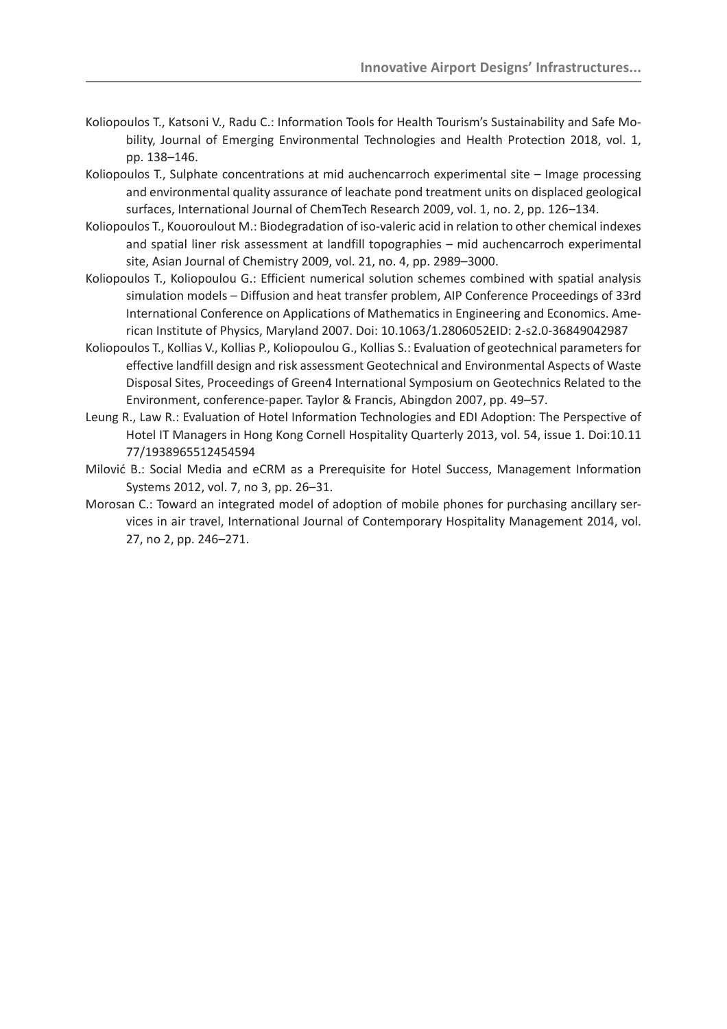Koliopoulos T., Katsoni V., Radu C.: Information Tools for Health Tourism's Sustainability and Safe Mobility, Journal of Emerging Environmental Technologies and Health Protection 2018, vol. 1, pp. 138–146.

Koliopoulos T., Sulphate concentrations at mid auchencarroch experimental site – Image processing and environmental quality assurance of leachate pond treatment units on displaced geological surfaces, International Journal of ChemTech Research 2009, vol. 1, no. 2, pp. 126–134.

Koliopoulos T., Kouoroulout M.: Biodegradation of iso-valeric acid in relation to other chemical indexes and spatial liner risk assessment at landfill topographies – mid auchencarroch experimental site, Asian Journal of Chemistry 2009, vol. 21, no. 4, pp. 2989–3000.

Koliopoulos T., Koliopoulou G.: Efficient numerical solution schemes combined with spatial analysis simulation models – Diffusion and heat transfer problem, AIP Conference Proceedings of 33rd International Conference on Applications of Mathematics in Engineering and Economics. American Institute of Physics, Maryland 2007. Doi: 10.1063/1.2806052EID: 2-s2.0-36849042987

Koliopoulos T., Kollias V., Kollias P., Koliopoulou G., Kollias S.: Evaluation of geotechnical parameters for effective landfill design and risk assessment Geotechnical and Environmental Aspects of Waste Disposal Sites, Proceedings of Green4 International Symposium on Geotechnics Related to the Environment, conference-paper. Taylor & Francis, Abingdon 2007, pp. 49–57.

Leung R., Law R.: Evaluation of Hotel Information Technologies and EDI Adoption: The Perspective of Hotel IT Managers in Hong Kong Cornell Hospitality Quarterly 2013, vol. 54, issue 1. Doi:10.1177/1938965512454594

Milović B.: Social Media and eCRM as a Prerequisite for Hotel Success, Management Information Systems 2012, vol. 7, no 3, pp. 26–31.

Morosan C.: Toward an integrated model of adoption of mobile phones for purchasing ancillary services in air travel, International Journal of Contemporary Hospitality Management 2014, vol. 27, no 2, pp. 246–271.